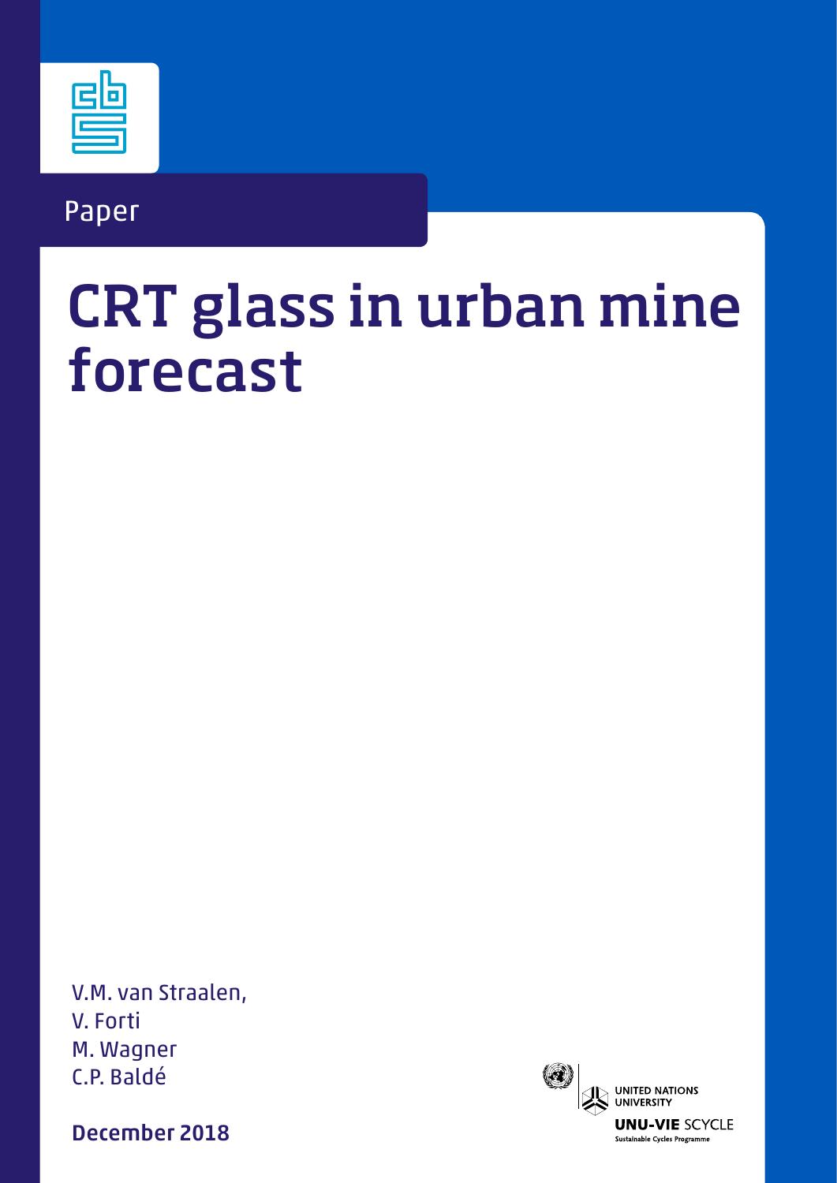Paper

# CRT glass in urban mine forecast

V.M. van Straalen,
V. Forti
M. Wagner
C.P. Baldé

**December 2018**

UNITED NATIONS UNIVERSITY

**UNU-VIE** SCYCLE

Sustainable Cycles Programme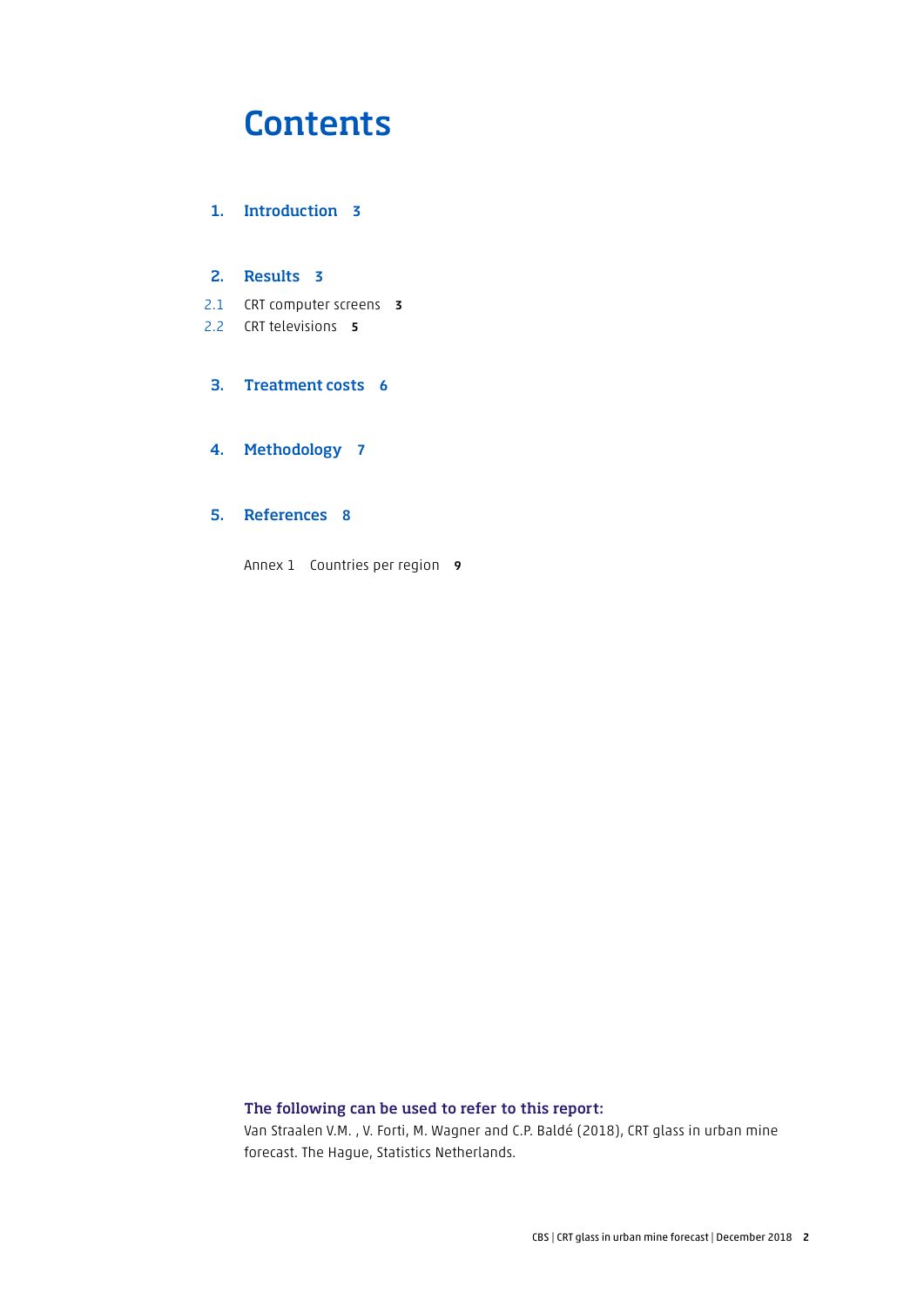# Contents

**1. Introduction 3**

**2. Results 3**

2.1 CRT computer screens **3**

2.2 CRT televisions **5**

**3. Treatment costs 6**

**4. Methodology 7**

**5. References 8**

Annex 1 Countries per region **9**

**The following can be used to refer to this report:**

Van Straalen V.M. , V. Forti, M. Wagner and C.P. Baldé (2018), CRT glass in urban mine forecast. The Hague, Statistics Netherlands.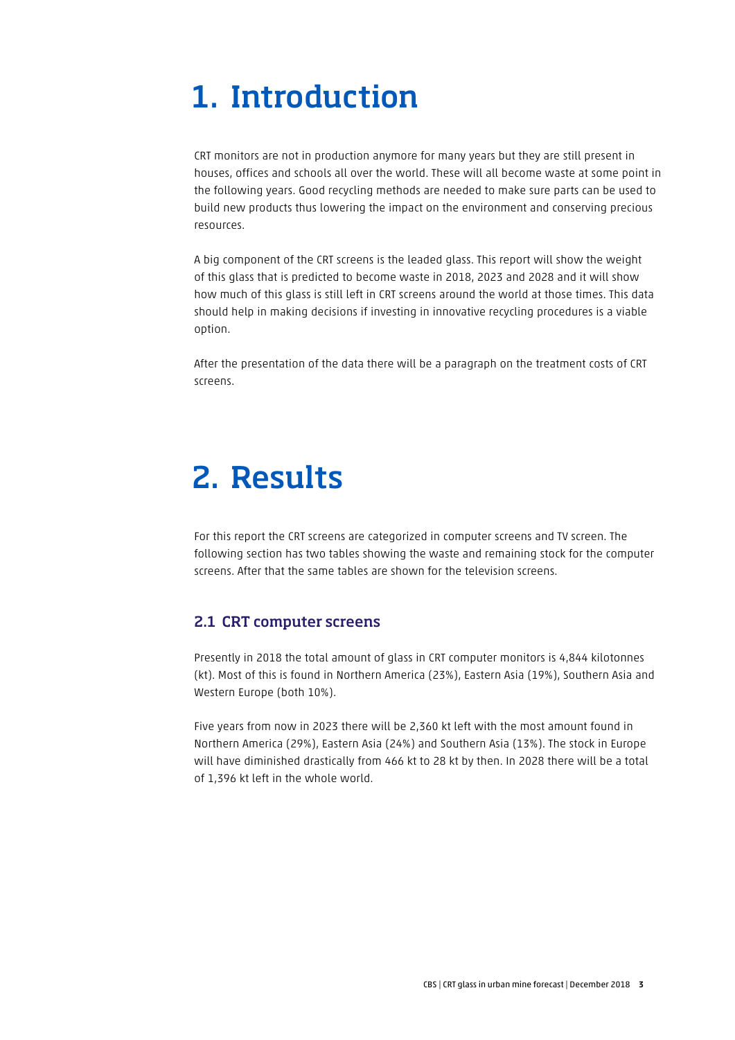# 1. Introduction

CRT monitors are not in production anymore for many years but they are still present in houses, offices and schools all over the world. These will all become waste at some point in the following years. Good recycling methods are needed to make sure parts can be used to build new products thus lowering the impact on the environment and conserving precious resources.

A big component of the CRT screens is the leaded glass. This report will show the weight of this glass that is predicted to become waste in 2018, 2023 and 2028 and it will show how much of this glass is still left in CRT screens around the world at those times. This data should help in making decisions if investing in innovative recycling procedures is a viable option.

After the presentation of the data there will be a paragraph on the treatment costs of CRT screens.

# 2. Results

For this report the CRT screens are categorized in computer screens and TV screen. The following section has two tables showing the waste and remaining stock for the computer screens. After that the same tables are shown for the television screens.

## 2.1 CRT computer screens

Presently in 2018 the total amount of glass in CRT computer monitors is 4,844 kilotonnes (kt). Most of this is found in Northern America (23%), Eastern Asia (19%), Southern Asia and Western Europe (both 10%).

Five years from now in 2023 there will be 2,360 kt left with the most amount found in Northern America (29%), Eastern Asia (24%) and Southern Asia (13%). The stock in Europe will have diminished drastically from 466 kt to 28 kt by then. In 2028 there will be a total of 1,396 kt left in the whole world.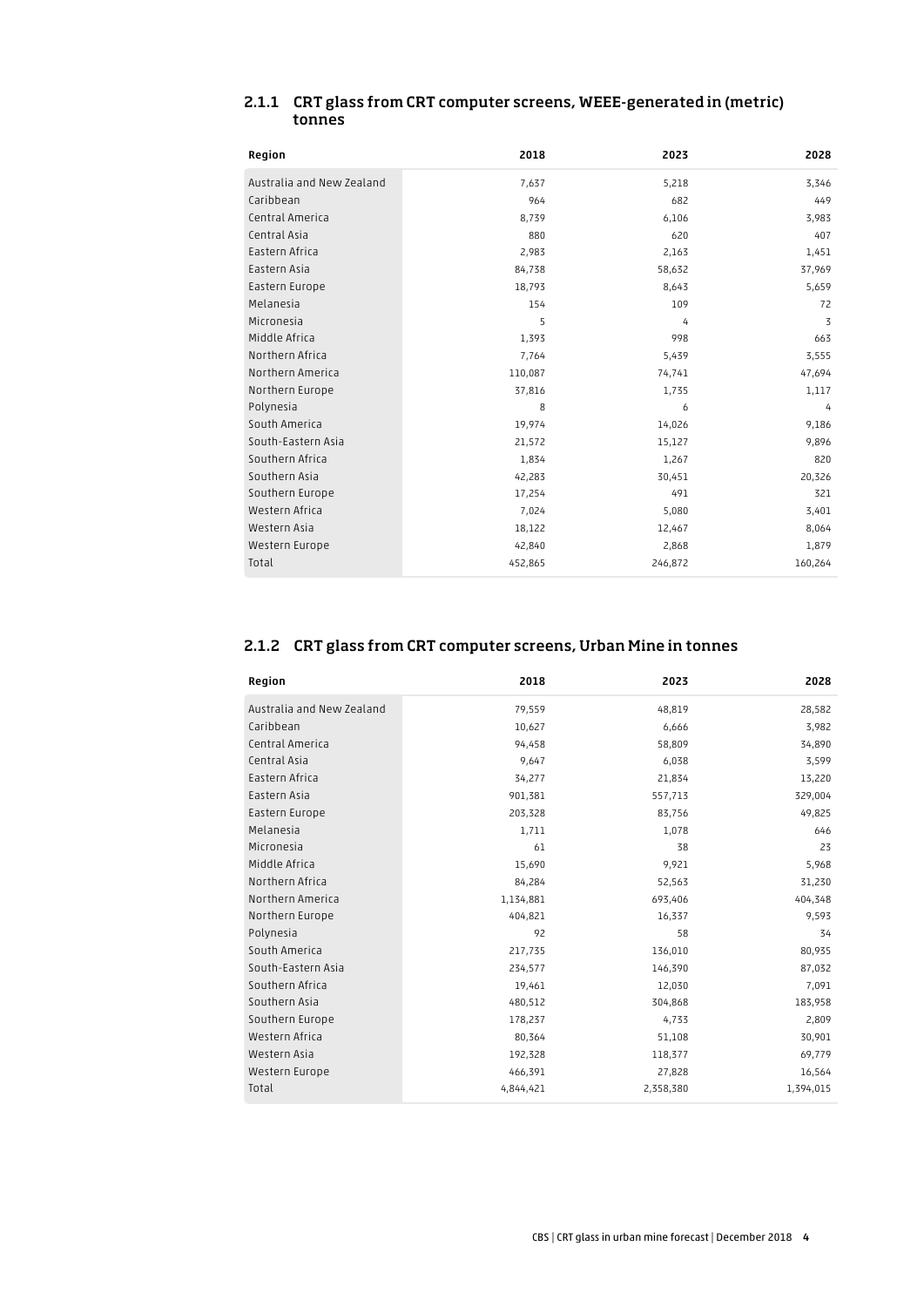### 2.1.1 CRT glass from CRT computer screens, WEEE-generated in (metric) tonnes

| Region | 2018 | 2023 | 2028 |
|---|---|---|---|
| Australia and New Zealand | 7,637 | 5,218 | 3,346 |
| Caribbean | 964 | 682 | 449 |
| Central America | 8,739 | 6,106 | 3,983 |
| Central Asia | 880 | 620 | 407 |
| Eastern Africa | 2,983 | 2,163 | 1,451 |
| Eastern Asia | 84,738 | 58,632 | 37,969 |
| Eastern Europe | 18,793 | 8,643 | 5,659 |
| Melanesia | 154 | 109 | 72 |
| Micronesia | 5 | 4 | 3 |
| Middle Africa | 1,393 | 998 | 663 |
| Northern Africa | 7,764 | 5,439 | 3,555 |
| Northern America | 110,087 | 74,741 | 47,694 |
| Northern Europe | 37,816 | 1,735 | 1,117 |
| Polynesia | 8 | 6 | 4 |
| South America | 19,974 | 14,026 | 9,186 |
| South-Eastern Asia | 21,572 | 15,127 | 9,896 |
| Southern Africa | 1,834 | 1,267 | 820 |
| Southern Asia | 42,283 | 30,451 | 20,326 |
| Southern Europe | 17,254 | 491 | 321 |
| Western Africa | 7,024 | 5,080 | 3,401 |
| Western Asia | 18,122 | 12,467 | 8,064 |
| Western Europe | 42,840 | 2,868 | 1,879 |
| Total | 452,865 | 246,872 | 160,264 |

### 2.1.2 CRT glass from CRT computer screens, Urban Mine in tonnes

| Region | 2018 | 2023 | 2028 |
|---|---|---|---|
| Australia and New Zealand | 79,559 | 48,819 | 28,582 |
| Caribbean | 10,627 | 6,666 | 3,982 |
| Central America | 94,458 | 58,809 | 34,890 |
| Central Asia | 9,647 | 6,038 | 3,599 |
| Eastern Africa | 34,277 | 21,834 | 13,220 |
| Eastern Asia | 901,381 | 557,713 | 329,004 |
| Eastern Europe | 203,328 | 83,756 | 49,825 |
| Melanesia | 1,711 | 1,078 | 646 |
| Micronesia | 61 | 38 | 23 |
| Middle Africa | 15,690 | 9,921 | 5,968 |
| Northern Africa | 84,284 | 52,563 | 31,230 |
| Northern America | 1,134,881 | 693,406 | 404,348 |
| Northern Europe | 404,821 | 16,337 | 9,593 |
| Polynesia | 92 | 58 | 34 |
| South America | 217,735 | 136,010 | 80,935 |
| South-Eastern Asia | 234,577 | 146,390 | 87,032 |
| Southern Africa | 19,461 | 12,030 | 7,091 |
| Southern Asia | 480,512 | 304,868 | 183,958 |
| Southern Europe | 178,237 | 4,733 | 2,809 |
| Western Africa | 80,364 | 51,108 | 30,901 |
| Western Asia | 192,328 | 118,377 | 69,779 |
| Western Europe | 466,391 | 27,828 | 16,564 |
| Total | 4,844,421 | 2,358,380 | 1,394,015 |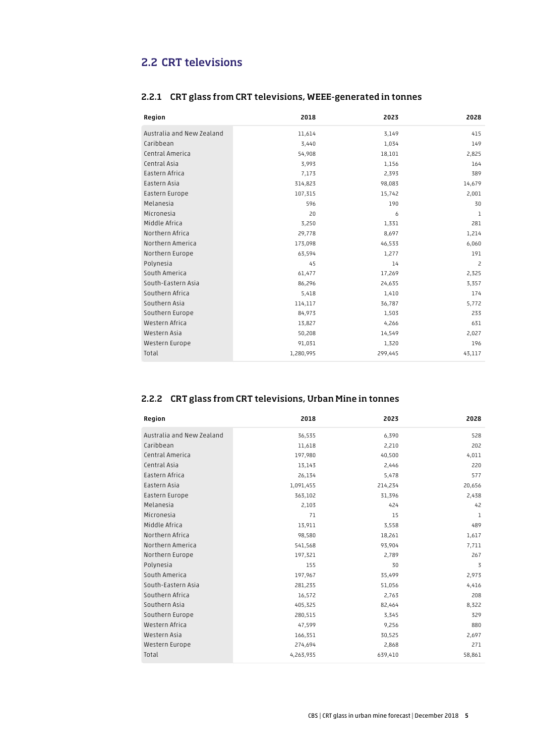## 2.2 CRT televisions

### 2.2.1 CRT glass from CRT televisions, WEEE-generated in tonnes

| Region | 2018 | 2023 | 2028 |
|---|---|---|---|
| Australia and New Zealand | 11,614 | 3,149 | 415 |
| Caribbean | 3,440 | 1,034 | 149 |
| Central America | 54,908 | 18,101 | 2,825 |
| Central Asia | 3,993 | 1,156 | 164 |
| Eastern Africa | 7,173 | 2,393 | 389 |
| Eastern Asia | 314,823 | 98,083 | 14,679 |
| Eastern Europe | 107,315 | 15,742 | 2,001 |
| Melanesia | 596 | 190 | 30 |
| Micronesia | 20 | 6 | 1 |
| Middle Africa | 3,250 | 1,331 | 281 |
| Northern Africa | 29,778 | 8,697 | 1,214 |
| Northern America | 173,098 | 46,533 | 6,060 |
| Northern Europe | 63,594 | 1,277 | 191 |
| Polynesia | 45 | 14 | 2 |
| South America | 61,477 | 17,269 | 2,325 |
| South-Eastern Asia | 86,296 | 24,635 | 3,357 |
| Southern Africa | 5,418 | 1,410 | 174 |
| Southern Asia | 114,117 | 36,787 | 5,772 |
| Southern Europe | 84,973 | 1,503 | 233 |
| Western Africa | 13,827 | 4,266 | 631 |
| Western Asia | 50,208 | 14,549 | 2,027 |
| Western Europe | 91,031 | 1,320 | 196 |
| Total | 1,280,995 | 299,445 | 43,117 |

### 2.2.2 CRT glass from CRT televisions, Urban Mine in tonnes

| Region | 2018 | 2023 | 2028 |
|---|---|---|---|
| Australia and New Zealand | 36,535 | 6,390 | 528 |
| Caribbean | 11,618 | 2,210 | 202 |
| Central America | 197,980 | 40,500 | 4,011 |
| Central Asia | 13,143 | 2,446 | 220 |
| Eastern Africa | 26,134 | 5,478 | 577 |
| Eastern Asia | 1,091,455 | 214,234 | 20,656 |
| Eastern Europe | 363,102 | 31,396 | 2,438 |
| Melanesia | 2,103 | 424 | 42 |
| Micronesia | 71 | 15 | 1 |
| Middle Africa | 13,911 | 3,558 | 489 |
| Northern Africa | 98,580 | 18,261 | 1,617 |
| Northern America | 541,568 | 93,904 | 7,711 |
| Northern Europe | 197,321 | 2,789 | 267 |
| Polynesia | 155 | 30 | 3 |
| South America | 197,967 | 35,499 | 2,973 |
| South-Eastern Asia | 281,235 | 51,056 | 4,416 |
| Southern Africa | 16,572 | 2,763 | 208 |
| Southern Asia | 405,325 | 82,464 | 8,322 |
| Southern Europe | 280,515 | 3,345 | 329 |
| Western Africa | 47,599 | 9,256 | 880 |
| Western Asia | 166,351 | 30,525 | 2,697 |
| Western Europe | 274,694 | 2,868 | 271 |
| Total | 4,263,935 | 639,410 | 58,861 |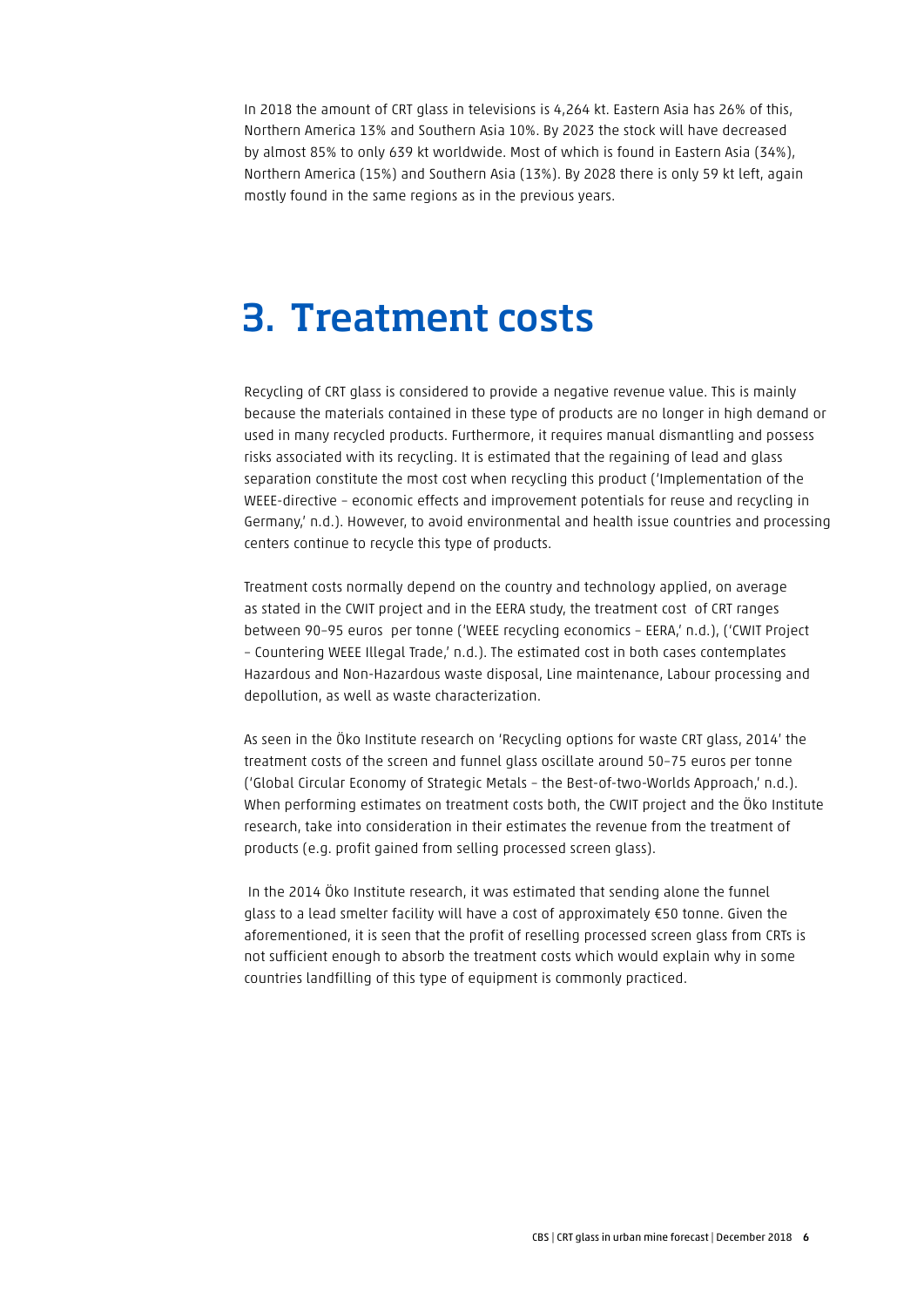In 2018 the amount of CRT glass in televisions is 4,264 kt. Eastern Asia has 26% of this, Northern America 13% and Southern Asia 10%. By 2023 the stock will have decreased by almost 85% to only 639 kt worldwide. Most of which is found in Eastern Asia (34%), Northern America (15%) and Southern Asia (13%). By 2028 there is only 59 kt left, again mostly found in the same regions as in the previous years.

# 3. Treatment costs

Recycling of CRT glass is considered to provide a negative revenue value. This is mainly because the materials contained in these type of products are no longer in high demand or used in many recycled products. Furthermore, it requires manual dismantling and possess risks associated with its recycling. It is estimated that the regaining of lead and glass separation constitute the most cost when recycling this product ('Implementation of the WEEE-directive – economic effects and improvement potentials for reuse and recycling in Germany,' n.d.). However, to avoid environmental and health issue countries and processing centers continue to recycle this type of products.

Treatment costs normally depend on the country and technology applied, on average as stated in the CWIT project and in the EERA study, the treatment cost of CRT ranges between 90–95 euros per tonne ('WEEE recycling economics – EERA,' n.d.), ('CWIT Project – Countering WEEE Illegal Trade,' n.d.). The estimated cost in both cases contemplates Hazardous and Non-Hazardous waste disposal, Line maintenance, Labour processing and depollution, as well as waste characterization.

As seen in the Öko Institute research on 'Recycling options for waste CRT glass, 2014' the treatment costs of the screen and funnel glass oscillate around 50–75 euros per tonne ('Global Circular Economy of Strategic Metals – the Best-of-two-Worlds Approach,' n.d.). When performing estimates on treatment costs both, the CWIT project and the Öko Institute research, take into consideration in their estimates the revenue from the treatment of products (e.g. profit gained from selling processed screen glass).

In the 2014 Öko Institute research, it was estimated that sending alone the funnel glass to a lead smelter facility will have a cost of approximately €50 tonne. Given the aforementioned, it is seen that the profit of reselling processed screen glass from CRTs is not sufficient enough to absorb the treatment costs which would explain why in some countries landfilling of this type of equipment is commonly practiced.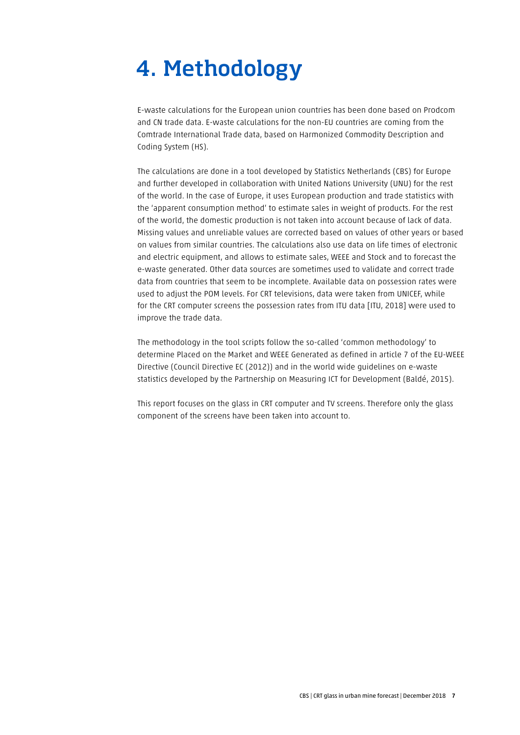# 4. Methodology

E-waste calculations for the European union countries has been done based on Prodcom and CN trade data. E-waste calculations for the non-EU countries are coming from the Comtrade International Trade data, based on Harmonized Commodity Description and Coding System (HS).

The calculations are done in a tool developed by Statistics Netherlands (CBS) for Europe and further developed in collaboration with United Nations University (UNU) for the rest of the world. In the case of Europe, it uses European production and trade statistics with the 'apparent consumption method' to estimate sales in weight of products. For the rest of the world, the domestic production is not taken into account because of lack of data. Missing values and unreliable values are corrected based on values of other years or based on values from similar countries. The calculations also use data on life times of electronic and electric equipment, and allows to estimate sales, WEEE and Stock and to forecast the e-waste generated. Other data sources are sometimes used to validate and correct trade data from countries that seem to be incomplete. Available data on possession rates were used to adjust the POM levels. For CRT televisions, data were taken from UNICEF, while for the CRT computer screens the possession rates from ITU data [ITU, 2018] were used to improve the trade data.

The methodology in the tool scripts follow the so-called 'common methodology' to determine Placed on the Market and WEEE Generated as defined in article 7 of the EU-WEEE Directive (Council Directive EC (2012)) and in the world wide guidelines on e-waste statistics developed by the Partnership on Measuring ICT for Development (Baldé, 2015).

This report focuses on the glass in CRT computer and TV screens. Therefore only the glass component of the screens have been taken into account to.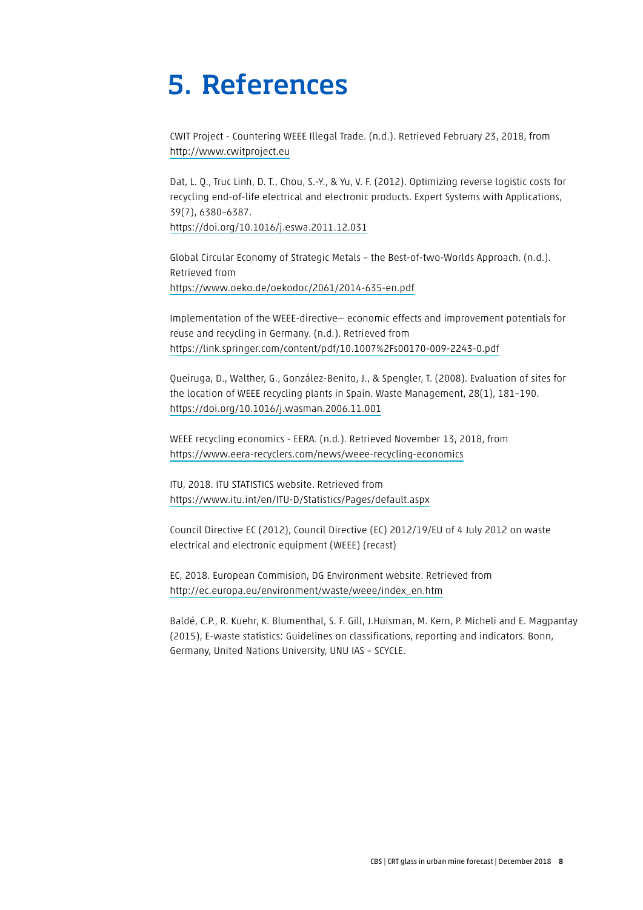# 5. References

CWIT Project - Countering WEEE Illegal Trade. (n.d.). Retrieved February 23, 2018, from http://www.cwitproject.eu

Dat, L. Q., Truc Linh, D. T., Chou, S.-Y., & Yu, V. F. (2012). Optimizing reverse logistic costs for recycling end-of-life electrical and electronic products. Expert Systems with Applications, 39(7), 6380–6387. https://doi.org/10.1016/j.eswa.2011.12.031

Global Circular Economy of Strategic Metals – the Best-of-two-Worlds Approach. (n.d.). Retrieved from https://www.oeko.de/oekodoc/2061/2014-635-en.pdf

Implementation of the WEEE-directive— economic effects and improvement potentials for reuse and recycling in Germany. (n.d.). Retrieved from https://link.springer.com/content/pdf/10.1007%2Fs00170-009-2243-0.pdf

Queiruga, D., Walther, G., González-Benito, J., & Spengler, T. (2008). Evaluation of sites for the location of WEEE recycling plants in Spain. Waste Management, 28(1), 181–190. https://doi.org/10.1016/j.wasman.2006.11.001

WEEE recycling economics - EERA. (n.d.). Retrieved November 13, 2018, from https://www.eera-recyclers.com/news/weee-recycling-economics

ITU, 2018. ITU STATISTICS website. Retrieved from https://www.itu.int/en/ITU-D/Statistics/Pages/default.aspx

Council Directive EC (2012), Council Directive (EC) 2012/19/EU of 4 July 2012 on waste electrical and electronic equipment (WEEE) (recast)

EC, 2018. European Commision, DG Environment website. Retrieved from http://ec.europa.eu/environment/waste/weee/index_en.htm

Baldé, C.P., R. Kuehr, K. Blumenthal, S. F. Gill, J.Huisman, M. Kern, P. Micheli and E. Magpantay (2015), E-waste statistics: Guidelines on classifications, reporting and indicators. Bonn, Germany, United Nations University, UNU IAS – SCYCLE.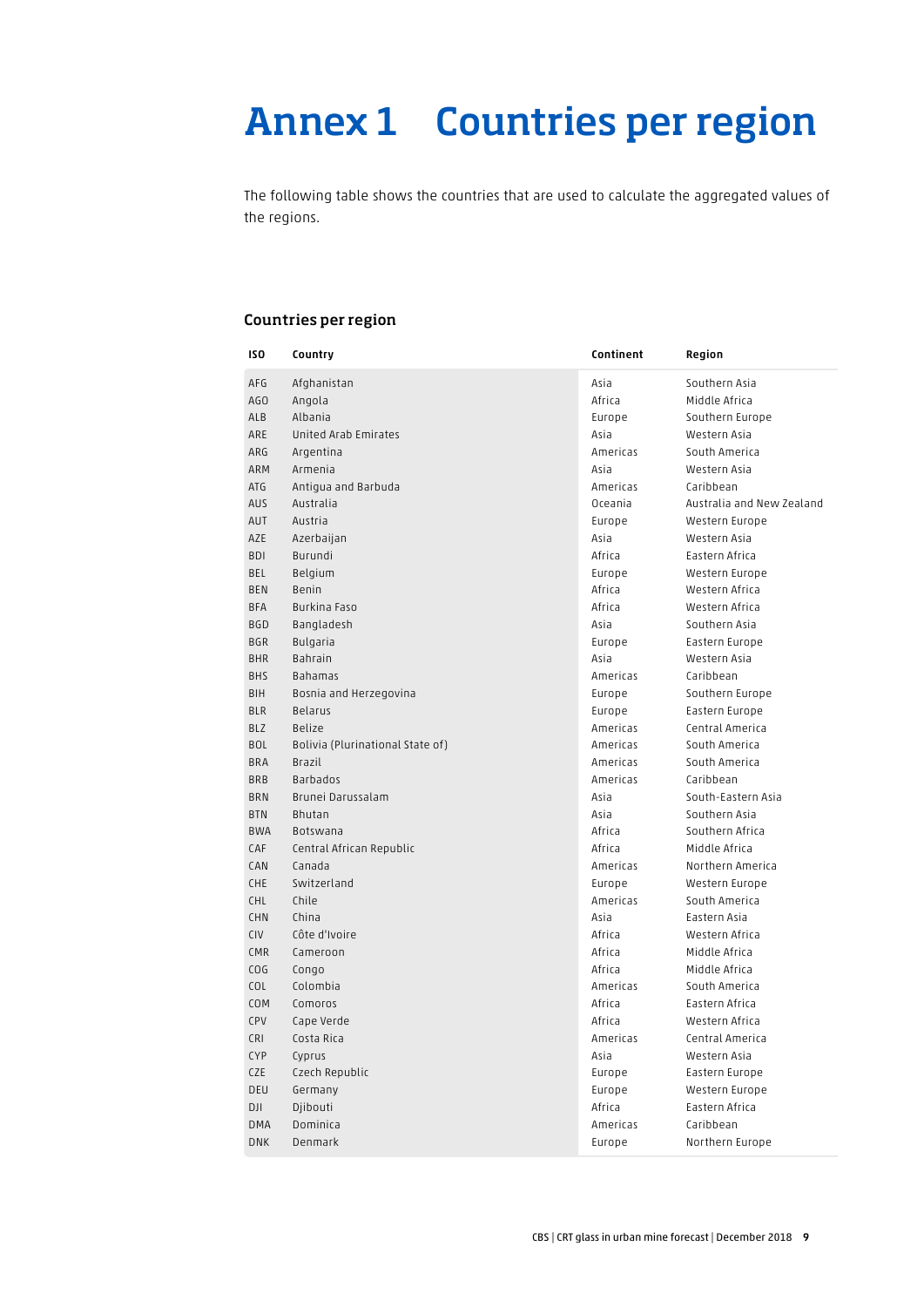# Annex 1 Countries per region

The following table shows the countries that are used to calculate the aggregated values of the regions.

### Countries per region

| ISO | Country | Continent | Region |
|---|---|---|---|
| AFG | Afghanistan | Asia | Southern Asia |
| AGO | Angola | Africa | Middle Africa |
| ALB | Albania | Europe | Southern Europe |
| ARE | United Arab Emirates | Asia | Western Asia |
| ARG | Argentina | Americas | South America |
| ARM | Armenia | Asia | Western Asia |
| ATG | Antigua and Barbuda | Americas | Caribbean |
| AUS | Australia | Oceania | Australia and New Zealand |
| AUT | Austria | Europe | Western Europe |
| AZE | Azerbaijan | Asia | Western Asia |
| BDI | Burundi | Africa | Eastern Africa |
| BEL | Belgium | Europe | Western Europe |
| BEN | Benin | Africa | Western Africa |
| BFA | Burkina Faso | Africa | Western Africa |
| BGD | Bangladesh | Asia | Southern Asia |
| BGR | Bulgaria | Europe | Eastern Europe |
| BHR | Bahrain | Asia | Western Asia |
| BHS | Bahamas | Americas | Caribbean |
| BIH | Bosnia and Herzegovina | Europe | Southern Europe |
| BLR | Belarus | Europe | Eastern Europe |
| BLZ | Belize | Americas | Central America |
| BOL | Bolivia (Plurinational State of) | Americas | South America |
| BRA | Brazil | Americas | South America |
| BRB | Barbados | Americas | Caribbean |
| BRN | Brunei Darussalam | Asia | South-Eastern Asia |
| BTN | Bhutan | Asia | Southern Asia |
| BWA | Botswana | Africa | Southern Africa |
| CAF | Central African Republic | Africa | Middle Africa |
| CAN | Canada | Americas | Northern America |
| CHE | Switzerland | Europe | Western Europe |
| CHL | Chile | Americas | South America |
| CHN | China | Asia | Eastern Asia |
| CIV | Côte d'Ivoire | Africa | Western Africa |
| CMR | Cameroon | Africa | Middle Africa |
| COG | Congo | Africa | Middle Africa |
| COL | Colombia | Americas | South America |
| COM | Comoros | Africa | Eastern Africa |
| CPV | Cape Verde | Africa | Western Africa |
| CRI | Costa Rica | Americas | Central America |
| CYP | Cyprus | Asia | Western Asia |
| CZE | Czech Republic | Europe | Eastern Europe |
| DEU | Germany | Europe | Western Europe |
| DJI | Djibouti | Africa | Eastern Africa |
| DMA | Dominica | Americas | Caribbean |
| DNK | Denmark | Europe | Northern Europe |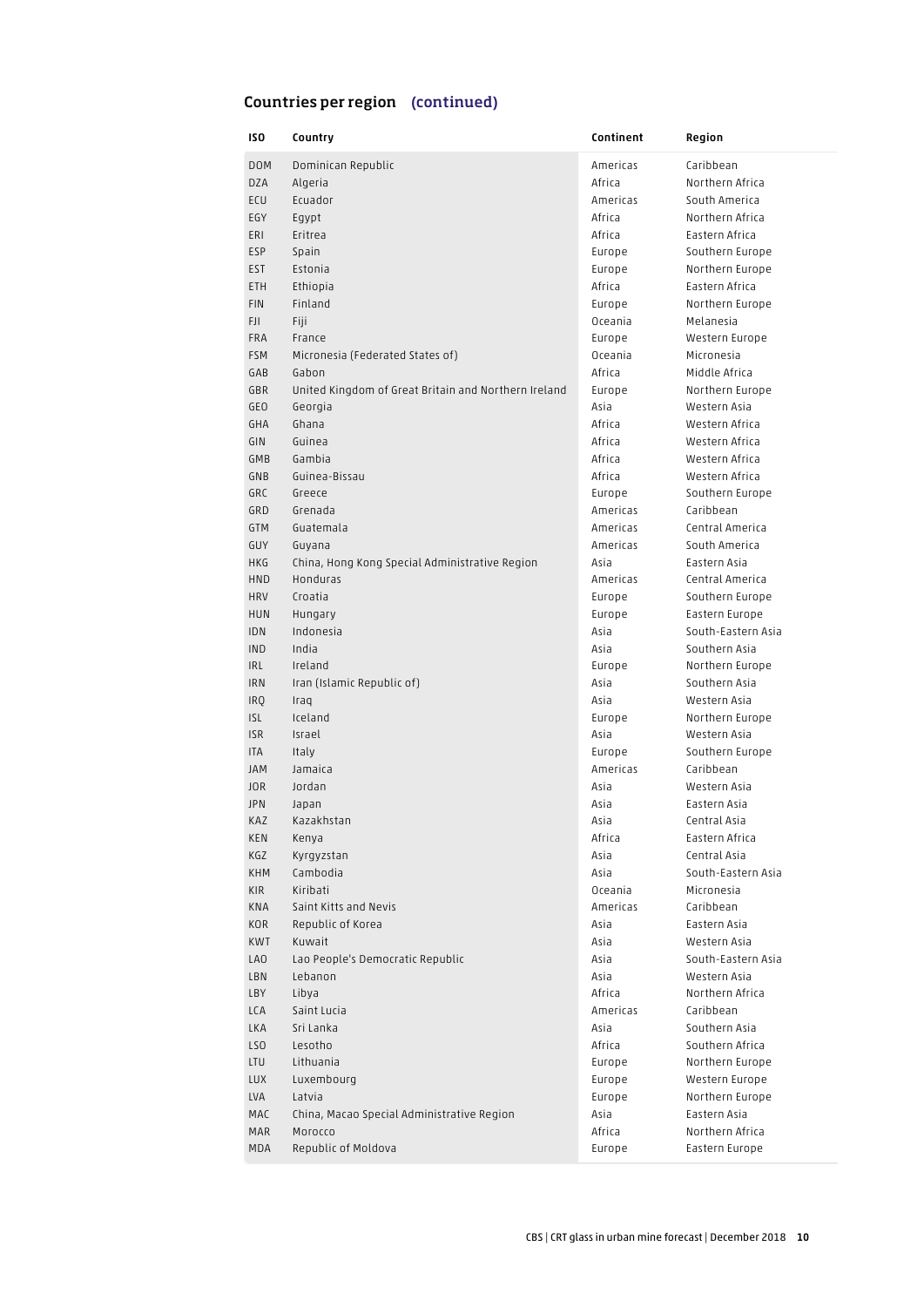## Countries per region (continued)

| ISO | Country | Continent | Region |
|---|---|---|---|
| DOM | Dominican Republic | Americas | Caribbean |
| DZA | Algeria | Africa | Northern Africa |
| ECU | Ecuador | Americas | South America |
| EGY | Egypt | Africa | Northern Africa |
| ERI | Eritrea | Africa | Eastern Africa |
| ESP | Spain | Europe | Southern Europe |
| EST | Estonia | Europe | Northern Europe |
| ETH | Ethiopia | Africa | Eastern Africa |
| FIN | Finland | Europe | Northern Europe |
| FJI | Fiji | Oceania | Melanesia |
| FRA | France | Europe | Western Europe |
| FSM | Micronesia (Federated States of) | Oceania | Micronesia |
| GAB | Gabon | Africa | Middle Africa |
| GBR | United Kingdom of Great Britain and Northern Ireland | Europe | Northern Europe |
| GEO | Georgia | Asia | Western Asia |
| GHA | Ghana | Africa | Western Africa |
| GIN | Guinea | Africa | Western Africa |
| GMB | Gambia | Africa | Western Africa |
| GNB | Guinea-Bissau | Africa | Western Africa |
| GRC | Greece | Europe | Southern Europe |
| GRD | Grenada | Americas | Caribbean |
| GTM | Guatemala | Americas | Central America |
| GUY | Guyana | Americas | South America |
| HKG | China, Hong Kong Special Administrative Region | Asia | Eastern Asia |
| HND | Honduras | Americas | Central America |
| HRV | Croatia | Europe | Southern Europe |
| HUN | Hungary | Europe | Eastern Europe |
| IDN | Indonesia | Asia | South-Eastern Asia |
| IND | India | Asia | Southern Asia |
| IRL | Ireland | Europe | Northern Europe |
| IRN | Iran (Islamic Republic of) | Asia | Southern Asia |
| IRQ | Iraq | Asia | Western Asia |
| ISL | Iceland | Europe | Northern Europe |
| ISR | Israel | Asia | Western Asia |
| ITA | Italy | Europe | Southern Europe |
| JAM | Jamaica | Americas | Caribbean |
| JOR | Jordan | Asia | Western Asia |
| JPN | Japan | Asia | Eastern Asia |
| KAZ | Kazakhstan | Asia | Central Asia |
| KEN | Kenya | Africa | Eastern Africa |
| KGZ | Kyrgyzstan | Asia | Central Asia |
| KHM | Cambodia | Asia | South-Eastern Asia |
| KIR | Kiribati | Oceania | Micronesia |
| KNA | Saint Kitts and Nevis | Americas | Caribbean |
| KOR | Republic of Korea | Asia | Eastern Asia |
| KWT | Kuwait | Asia | Western Asia |
| LAO | Lao People's Democratic Republic | Asia | South-Eastern Asia |
| LBN | Lebanon | Asia | Western Asia |
| LBY | Libya | Africa | Northern Africa |
| LCA | Saint Lucia | Americas | Caribbean |
| LKA | Sri Lanka | Asia | Southern Asia |
| LSO | Lesotho | Africa | Southern Africa |
| LTU | Lithuania | Europe | Northern Europe |
| LUX | Luxembourg | Europe | Western Europe |
| LVA | Latvia | Europe | Northern Europe |
| MAC | China, Macao Special Administrative Region | Asia | Eastern Asia |
| MAR | Morocco | Africa | Northern Africa |
| MDA | Republic of Moldova | Europe | Eastern Europe |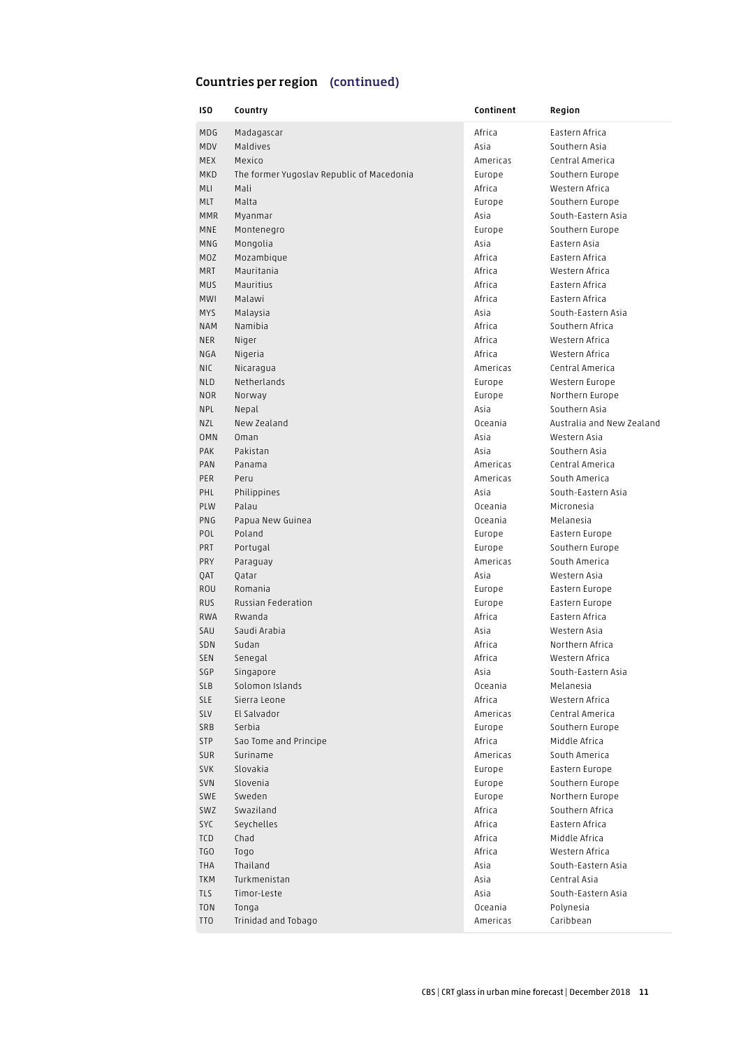## Countries per region **(continued)**

| ISO | Country | Continent | Region |
|---|---|---|---|
| MDG | Madagascar | Africa | Eastern Africa |
| MDV | Maldives | Asia | Southern Asia |
| MEX | Mexico | Americas | Central America |
| MKD | The former Yugoslav Republic of Macedonia | Europe | Southern Europe |
| MLI | Mali | Africa | Western Africa |
| MLT | Malta | Europe | Southern Europe |
| MMR | Myanmar | Asia | South-Eastern Asia |
| MNE | Montenegro | Europe | Southern Europe |
| MNG | Mongolia | Asia | Eastern Asia |
| MOZ | Mozambique | Africa | Eastern Africa |
| MRT | Mauritania | Africa | Western Africa |
| MUS | Mauritius | Africa | Eastern Africa |
| MWI | Malawi | Africa | Eastern Africa |
| MYS | Malaysia | Asia | South-Eastern Asia |
| NAM | Namibia | Africa | Southern Africa |
| NER | Niger | Africa | Western Africa |
| NGA | Nigeria | Africa | Western Africa |
| NIC | Nicaragua | Americas | Central America |
| NLD | Netherlands | Europe | Western Europe |
| NOR | Norway | Europe | Northern Europe |
| NPL | Nepal | Asia | Southern Asia |
| NZL | New Zealand | Oceania | Australia and New Zealand |
| OMN | Oman | Asia | Western Asia |
| PAK | Pakistan | Asia | Southern Asia |
| PAN | Panama | Americas | Central America |
| PER | Peru | Americas | South America |
| PHL | Philippines | Asia | South-Eastern Asia |
| PLW | Palau | Oceania | Micronesia |
| PNG | Papua New Guinea | Oceania | Melanesia |
| POL | Poland | Europe | Eastern Europe |
| PRT | Portugal | Europe | Southern Europe |
| PRY | Paraguay | Americas | South America |
| QAT | Qatar | Asia | Western Asia |
| ROU | Romania | Europe | Eastern Europe |
| RUS | Russian Federation | Europe | Eastern Europe |
| RWA | Rwanda | Africa | Eastern Africa |
| SAU | Saudi Arabia | Asia | Western Asia |
| SDN | Sudan | Africa | Northern Africa |
| SEN | Senegal | Africa | Western Africa |
| SGP | Singapore | Asia | South-Eastern Asia |
| SLB | Solomon Islands | Oceania | Melanesia |
| SLE | Sierra Leone | Africa | Western Africa |
| SLV | El Salvador | Americas | Central America |
| SRB | Serbia | Europe | Southern Europe |
| STP | Sao Tome and Principe | Africa | Middle Africa |
| SUR | Suriname | Americas | South America |
| SVK | Slovakia | Europe | Eastern Europe |
| SVN | Slovenia | Europe | Southern Europe |
| SWE | Sweden | Europe | Northern Europe |
| SWZ | Swaziland | Africa | Southern Africa |
| SYC | Seychelles | Africa | Eastern Africa |
| TCD | Chad | Africa | Middle Africa |
| TGO | Togo | Africa | Western Africa |
| THA | Thailand | Asia | South-Eastern Asia |
| TKM | Turkmenistan | Asia | Central Asia |
| TLS | Timor-Leste | Asia | South-Eastern Asia |
| TON | Tonga | Oceania | Polynesia |
| TTO | Trinidad and Tobago | Americas | Caribbean |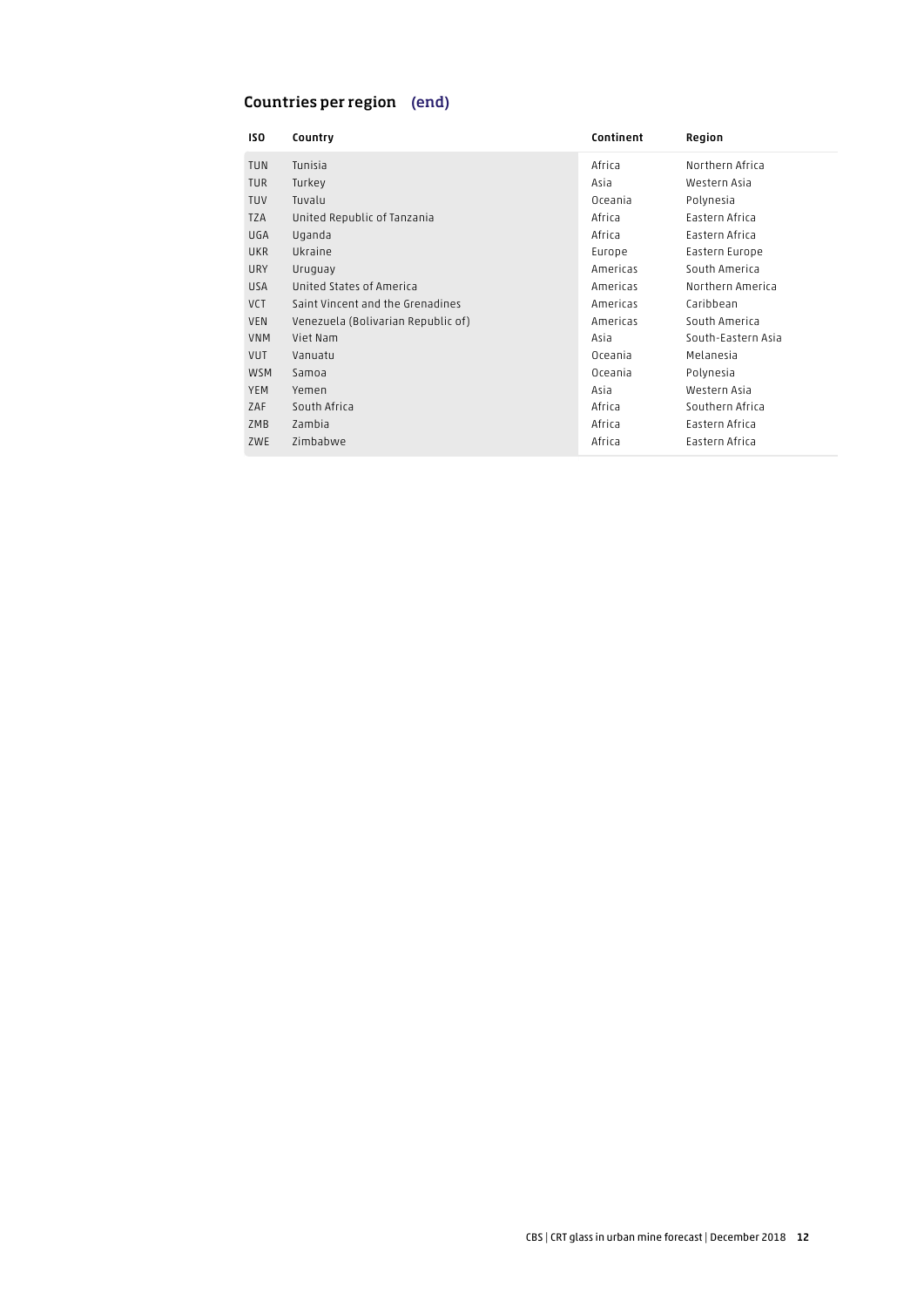## Countries per region (end)

| ISO | Country | Continent | Region |
| --- | --- | --- | --- |
| TUN | Tunisia | Africa | Northern Africa |
| TUR | Turkey | Asia | Western Asia |
| TUV | Tuvalu | Oceania | Polynesia |
| TZA | United Republic of Tanzania | Africa | Eastern Africa |
| UGA | Uganda | Africa | Eastern Africa |
| UKR | Ukraine | Europe | Eastern Europe |
| URY | Uruguay | Americas | South America |
| USA | United States of America | Americas | Northern America |
| VCT | Saint Vincent and the Grenadines | Americas | Caribbean |
| VEN | Venezuela (Bolivarian Republic of) | Americas | South America |
| VNM | Viet Nam | Asia | South-Eastern Asia |
| VUT | Vanuatu | Oceania | Melanesia |
| WSM | Samoa | Oceania | Polynesia |
| YEM | Yemen | Asia | Western Asia |
| ZAF | South Africa | Africa | Southern Africa |
| ZMB | Zambia | Africa | Eastern Africa |
| ZWE | Zimbabwe | Africa | Eastern Africa |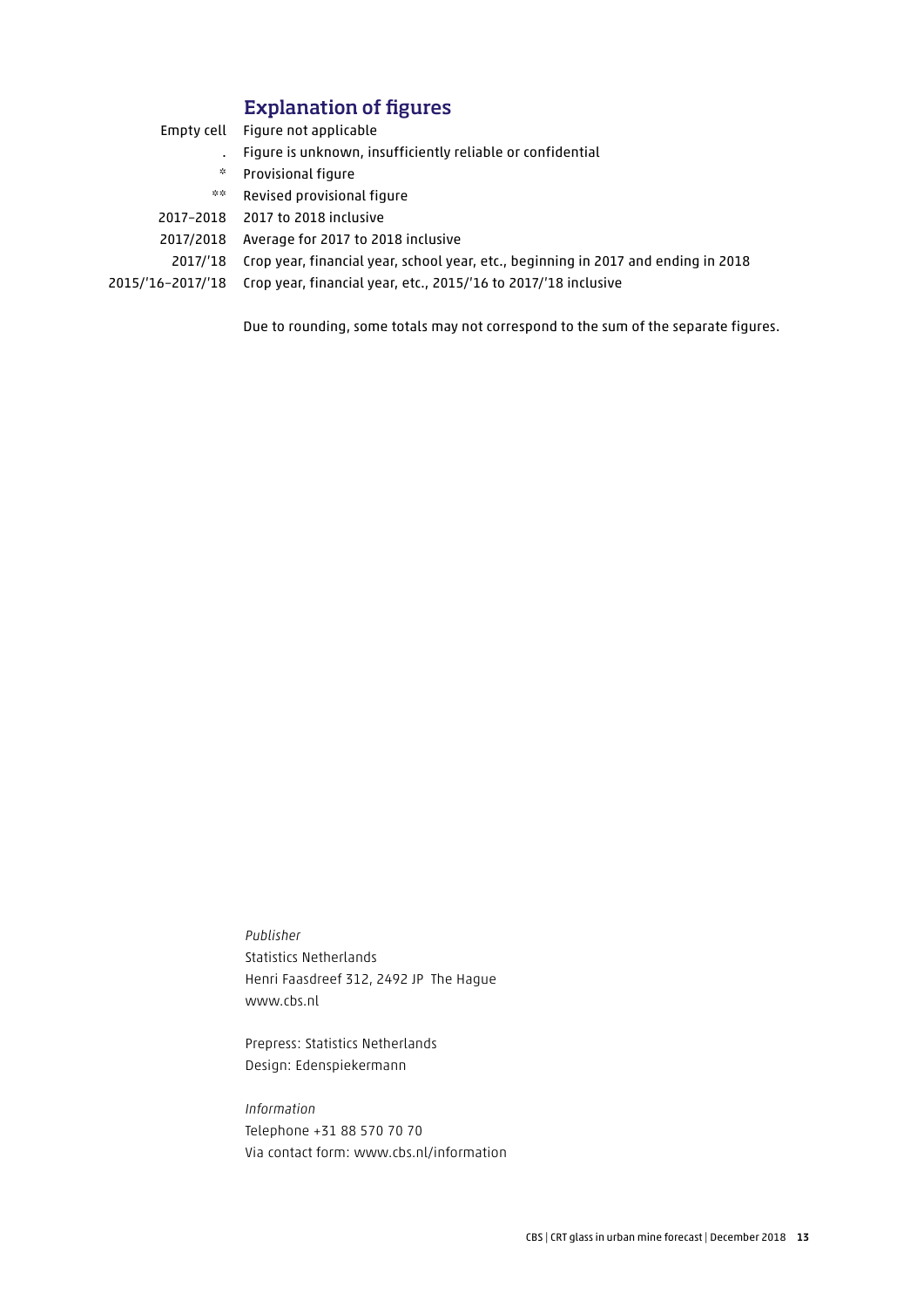## Explanation of figures

| | |
|---|---|
| Empty cell | Figure not applicable |
| . | Figure is unknown, insufficiently reliable or confidential |
| * | Provisional figure |
| ** | Revised provisional figure |
| 2017–2018 | 2017 to 2018 inclusive |
| 2017/2018 | Average for 2017 to 2018 inclusive |
| 2017/'18 | Crop year, financial year, school year, etc., beginning in 2017 and ending in 2018 |
| 2015/'16–2017/'18 | Crop year, financial year, etc., 2015/'16 to 2017/'18 inclusive |

Due to rounding, some totals may not correspond to the sum of the separate figures.

*Publisher*
Statistics Netherlands
Henri Faasdreef 312, 2492 JP The Hague
www.cbs.nl

Prepress: Statistics Netherlands
Design: Edenspiekermann

*Information*
Telephone +31 88 570 70 70
Via contact form: www.cbs.nl/information